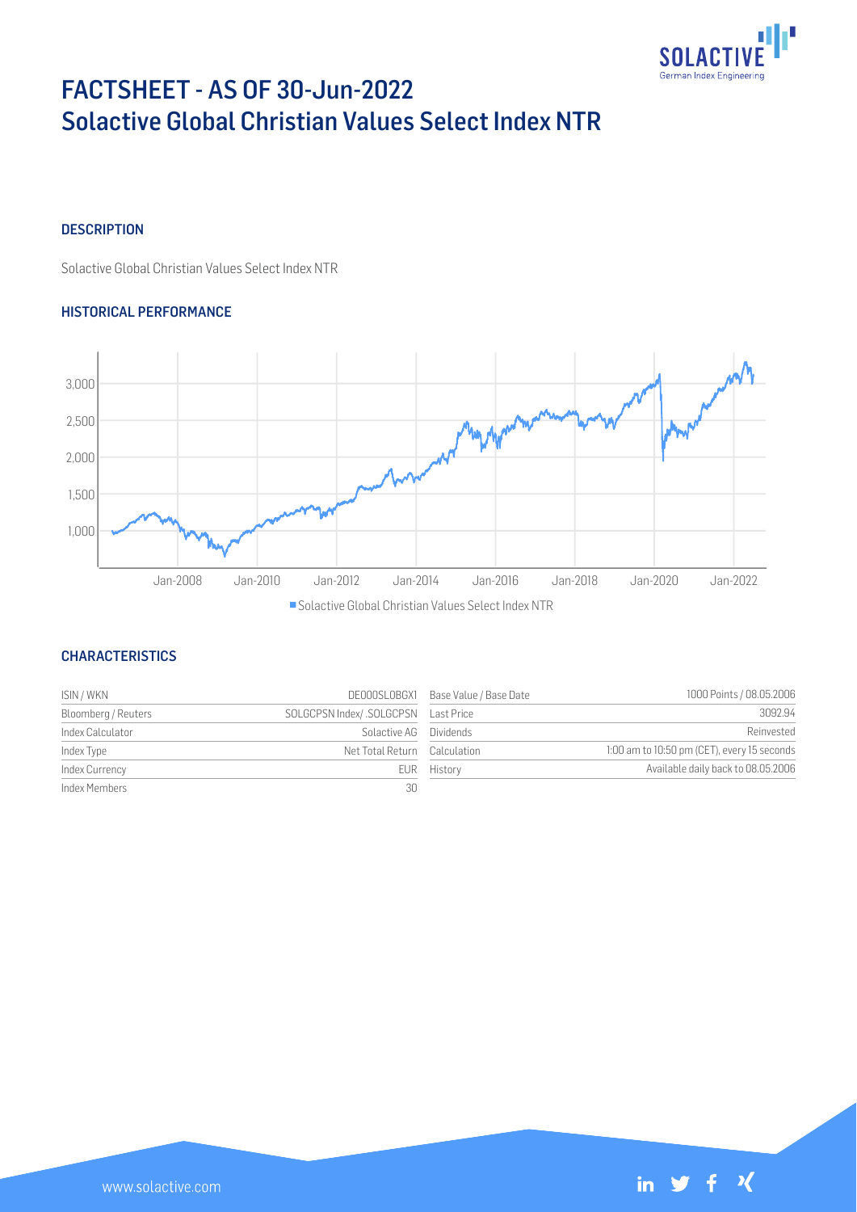# FACTSHEET - AS OF 30-Jun-2022
# Solactive Global Christian Values Select Index NTR

## DESCRIPTION

Solactive Global Christian Values Select Index NTR

## HISTORICAL PERFORMANCE

## CHARACTERISTICS

| | | | |
|---|---|---|---|
| ISIN / WKN | DE000SL0BGX1 | Base Value / Base Date | 1000 Points / 08.05.2006 |
| Bloomberg / Reuters | SOLGCPSN Index/ .SOLGCPSN | Last Price | 3092.94 |
| Index Calculator | Solactive AG | Dividends | Reinvested |
| Index Type | Net Total Return | Calculation | 1:00 am to 10:50 pm (CET), every 15 seconds |
| Index Currency | EUR | History | Available daily back to 08.05.2006 |
| Index Members | 30 | | |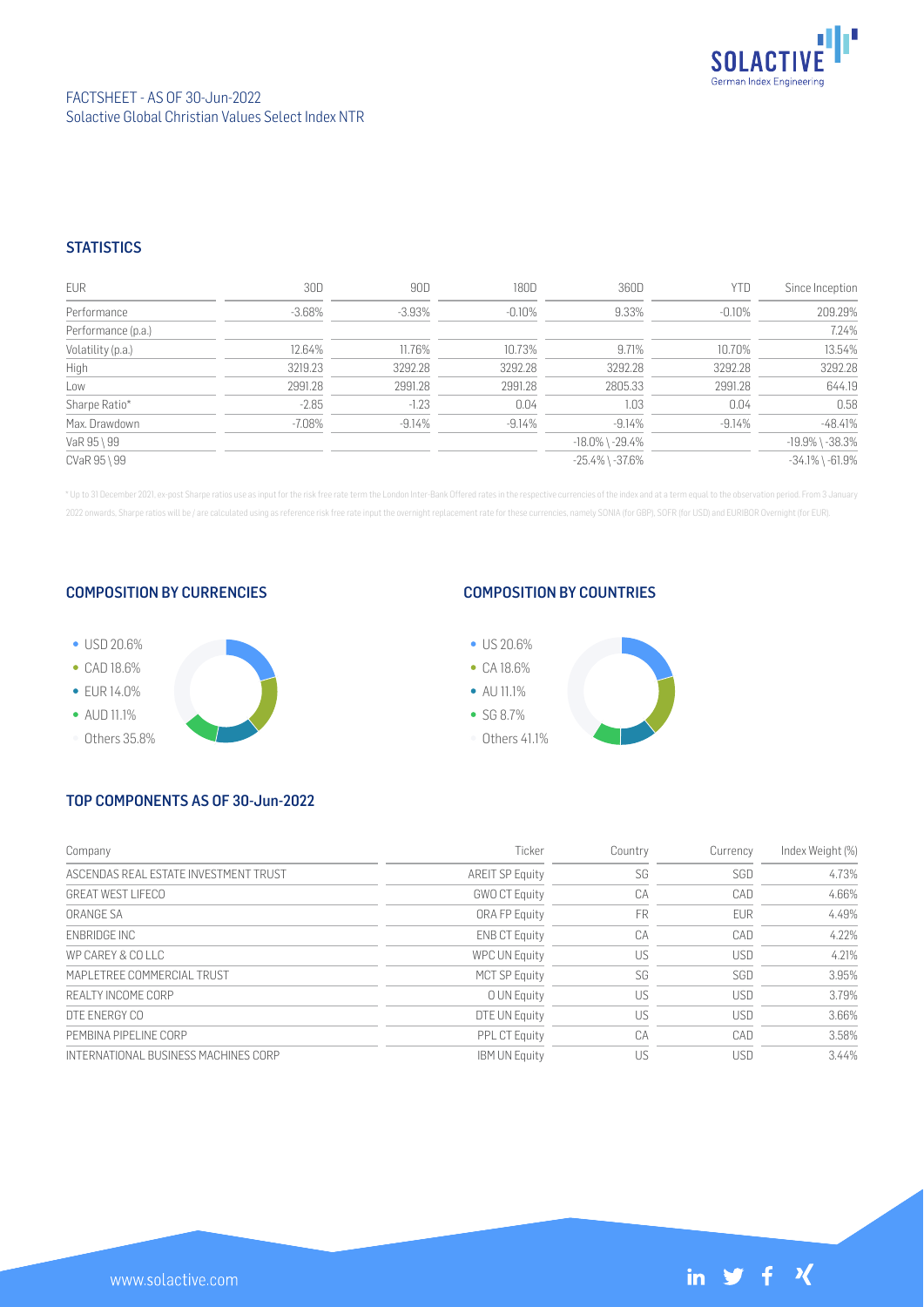FACTSHEET - AS OF 30-Jun-2022
Solactive Global Christian Values Select Index NTR

## STATISTICS

| EUR | 30D | 90D | 180D | 360D | YTD | Since Inception |
|---|---|---|---|---|---|---|
| Performance | -3.68% | -3.93% | -0.10% | 9.33% | -0.10% | 209.29% |
| Performance (p.a.) | | | | | | 7.24% |
| Volatility (p.a.) | 12.64% | 11.76% | 10.73% | 9.71% | 10.70% | 13.54% |
| High | 3219.23 | 3292.28 | 3292.28 | 3292.28 | 3292.28 | 3292.28 |
| Low | 2991.28 | 2991.28 | 2991.28 | 2805.33 | 2991.28 | 644.19 |
| Sharpe Ratio* | -2.85 | -1.23 | 0.04 | 1.03 | 0.04 | 0.58 |
| Max. Drawdown | -7.08% | -9.14% | -9.14% | -9.14% | -9.14% | -48.41% |
| VaR 95 \ 99 | | | | -18.0% \ -29.4% | | -19.9% \ -38.3% |
| CVaR 95 \ 99 | | | | -25.4% \ -37.6% | | -34.1% \ -61.9% |

* Up to 31 December 2021, ex-post Sharpe ratios use as input for the risk free rate term the London Inter-Bank Offered rates in the respective currencies of the index and at a term equal to the observation period. From 3 January 2022 onwards, Sharpe ratios will be / are calculated using as reference risk free rate input the overnight replacement rate for these currencies, namely SONIA (for GBP), SOFR (for USD) and EURIBOR Overnight (for EUR).

## COMPOSITION BY CURRENCIES

- USD 20.6%
- CAD 18.6%
- EUR 14.0%
- AUD 11.1%
- Others 35.8%

## COMPOSITION BY COUNTRIES

- US 20.6%
- CA 18.6%
- AU 11.1%
- SG 8.7%
- Others 41.1%

## TOP COMPONENTS AS OF 30-Jun-2022

| Company | Ticker | Country | Currency | Index Weight (%) |
|---|---|---|---|---|
| ASCENDAS REAL ESTATE INVESTMENT TRUST | AREIT SP Equity | SG | SGD | 4.73% |
| GREAT WEST LIFECO | GWO CT Equity | CA | CAD | 4.66% |
| ORANGE SA | ORA FP Equity | FR | EUR | 4.49% |
| ENBRIDGE INC | ENB CT Equity | CA | CAD | 4.22% |
| WP CAREY & CO LLC | WPC UN Equity | US | USD | 4.21% |
| MAPLETREE COMMERCIAL TRUST | MCT SP Equity | SG | SGD | 3.95% |
| REALTY INCOME CORP | O UN Equity | US | USD | 3.79% |
| DTE ENERGY CO | DTE UN Equity | US | USD | 3.66% |
| PEMBINA PIPELINE CORP | PPL CT Equity | CA | CAD | 3.58% |
| INTERNATIONAL BUSINESS MACHINES CORP | IBM UN Equity | US | USD | 3.44% |

www.solactive.com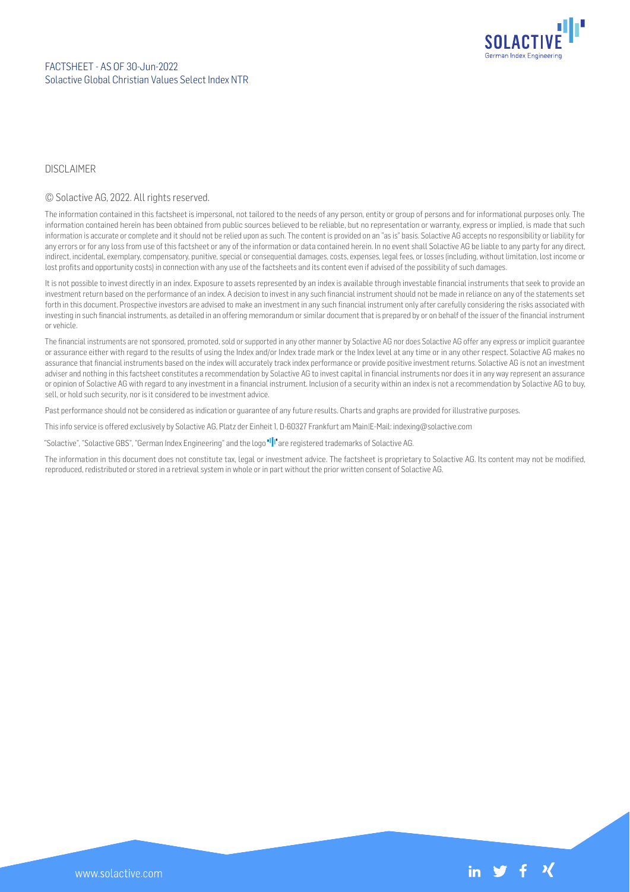DISCLAIMER

© Solactive AG, 2022. All rights reserved.

The information contained in this factsheet is impersonal, not tailored to the needs of any person, entity or group of persons and for informational purposes only. The information contained herein has been obtained from public sources believed to be reliable, but no representation or warranty, express or implied, is made that such information is accurate or complete and it should not be relied upon as such. The content is provided on an "as is" basis. Solactive AG accepts no responsibility or liability for any errors or for any loss from use of this factsheet or any of the information or data contained herein. In no event shall Solactive AG be liable to any party for any direct, indirect, incidental, exemplary, compensatory, punitive, special or consequential damages, costs, expenses, legal fees, or losses (including, without limitation, lost income or lost profits and opportunity costs) in connection with any use of the factsheets and its content even if advised of the possibility of such damages.

It is not possible to invest directly in an index. Exposure to assets represented by an index is available through investable financial instruments that seek to provide an investment return based on the performance of an index. A decision to invest in any such financial instrument should not be made in reliance on any of the statements set forth in this document. Prospective investors are advised to make an investment in any such financial instrument only after carefully considering the risks associated with investing in such financial instruments, as detailed in an offering memorandum or similar document that is prepared by or on behalf of the issuer of the financial instrument or vehicle.

The financial instruments are not sponsored, promoted, sold or supported in any other manner by Solactive AG nor does Solactive AG offer any express or implicit guarantee or assurance either with regard to the results of using the Index and/or Index trade mark or the Index level at any time or in any other respect. Solactive AG makes no assurance that financial instruments based on the index will accurately track index performance or provide positive investment returns. Solactive AG is not an investment adviser and nothing in this factsheet constitutes a recommendation by Solactive AG to invest capital in financial instruments nor does it in any way represent an assurance or opinion of Solactive AG with regard to any investment in a financial instrument. Inclusion of a security within an index is not a recommendation by Solactive AG to buy, sell, or hold such security, nor is it considered to be investment advice.

Past performance should not be considered as indication or guarantee of any future results. Charts and graphs are provided for illustrative purposes.

This info service is offered exclusively by Solactive AG, Platz der Einheit 1, D-60327 Frankfurt am Main|E-Mail: indexing@solactive.com

"Solactive", "Solactive GBS", "German Index Engineering" and the logo are registered trademarks of Solactive AG.

The information in this document does not constitute tax, legal or investment advice. The factsheet is proprietary to Solactive AG. Its content may not be modified, reproduced, redistributed or stored in a retrieval system in whole or in part without the prior written consent of Solactive AG.